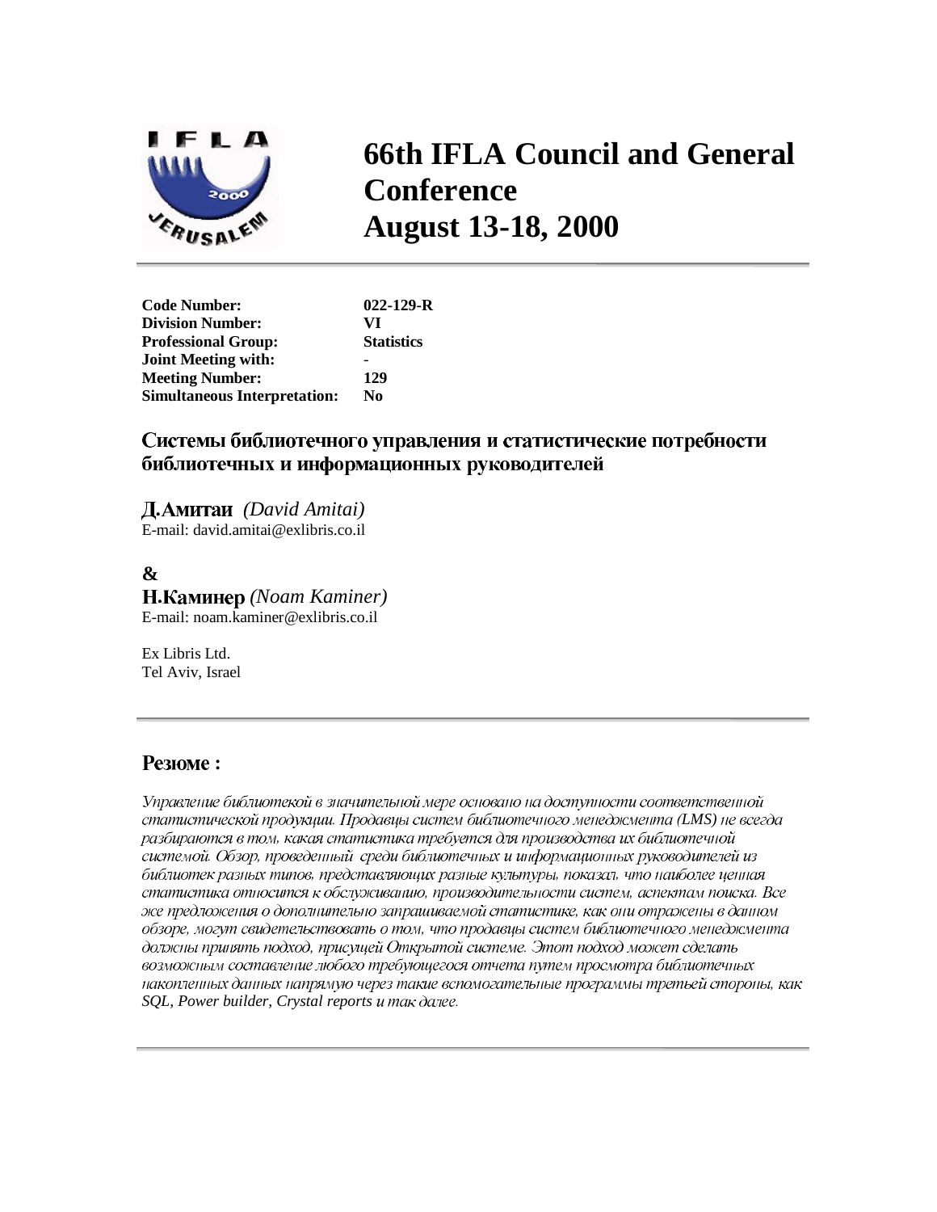# 66th IFLA Council and General Conference
# August 13-18, 2000

| | |
|---|---|
| **Code Number:** | **022-129-R** |
| **Division Number:** | **VI** |
| **Professional Group:** | **Statistics** |
| **Joint Meeting with:** | **-** |
| **Meeting Number:** | **129** |
| **Simultaneous Interpretation:** | **No** |

## Системы библиотечного управления и статистические потребности библиотечных и информационных руководителей

**Д.Амитаи** *(David Amitai)*
E-mail: david.amitai@exlibris.co.il

**&**

**Н.Каминер** *(Noam Kaminer)*
E-mail: noam.kaminer@exlibris.co.il

Ex Libris Ltd.
Tel Aviv, Israel

## Резюме :

*Управление библиотекой в значительной мере основано на доступности соответственной статистической продукции. Продавцы систем библиотечного менеджмента (LMS) не всегда разбираются в том, какая статистика требуется для производства их библиотечной системой. Обзор, проведенный среди библиотечных и информационных руководителей из библиотек разных типов, представляющих разные культуры, показал, что наиболее ценная статистика относится к обслуживанию, производительности систем, аспектам поиска. Все же предложения о дополнительно запрашиваемой статистике, как они отражены в данном обзоре, могут свидетельствовать о том, что продавцы систем библиотечного менеджмента должны принять подход, присущей Открытой системе. Этот подход может сделать возможным составление любого требующегося отчета путем просмотра библиотечных накопленных данных напрямую через такие вспомогательные программы третьей стороны, как SQL, Power builder, Crystal reports и так далее.*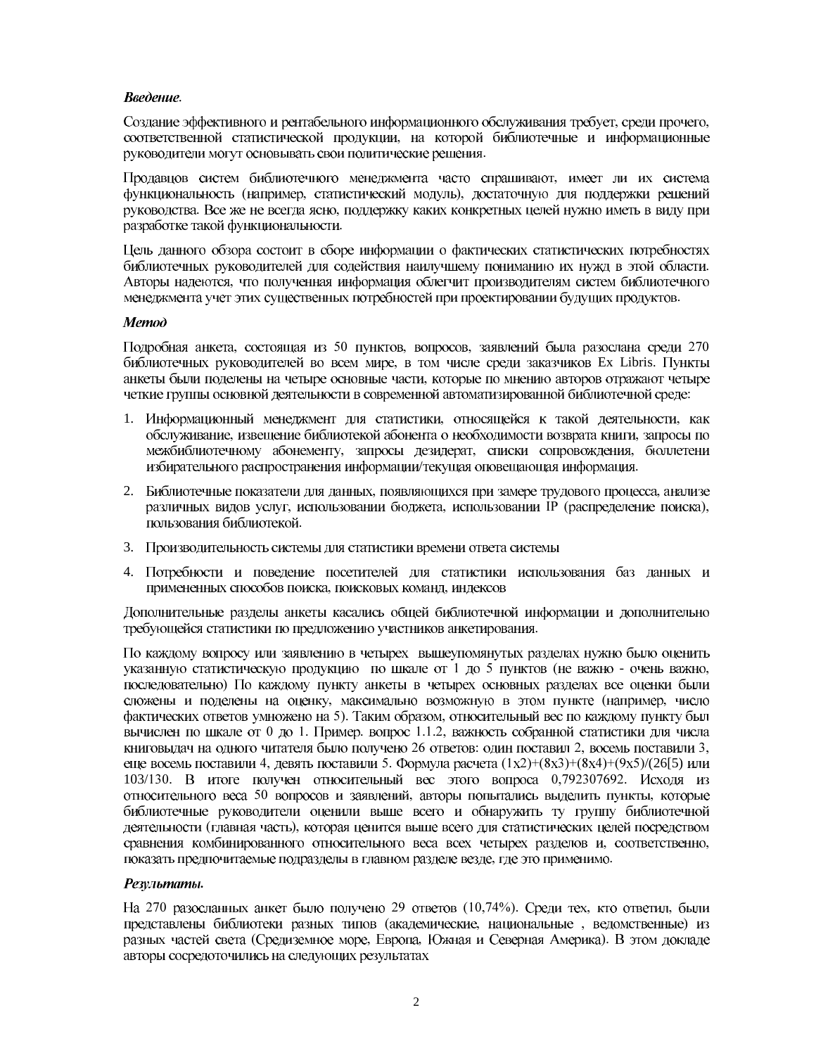***Введение.***

Создание эффективного и рентабельного информационного обслуживания требует, среди прочего, соответственной статистической продукции, на которой библиотечные и информационные руководители могут основывать свои политические решения.

Продавцов систем библиотечного менеджмента часто спрашивают, имеет ли их система функциональность (например, статистический модуль), достаточную для поддержки решений руководства. Все же не всегда ясно, поддержку каких конкретных целей нужно иметь в виду при разработке такой функциональности.

Цель данного обзора состоит в сборе информации о фактических статистических потребностях библиотечных руководителей для содействия наилучшему пониманию их нужд в этой области. Авторы надеются, что полученная информация облегчит производителям систем библиотечного менеджмента учет этих существенных потребностей при проектировании будущих продуктов.

***Метод***

Подробная анкета, состоящая из 50 пунктов, вопросов, заявлений была разослана среди 270 библиотечных руководителей во всем мире, в том числе среди заказчиков Ex Libris. Пункты анкеты были поделены на четыре основные части, которые по мнению авторов отражают четыре четкие группы основной деятельности в современной автоматизированной библиотечной среде:

1. Информационный менеджмент для статистики, относящейся к такой деятельности, как обслуживание, извещение библиотекой абонента о необходимости возврата книги, запросы по межбиблиотечному абонементу, запросы дезидерат, списки сопровождения, бюллетени избирательного распространения информации/текущая оповещающая информация.
2. Библиотечные показатели для данных, появляющихся при замере трудового процесса, анализе различных видов услуг, использовании бюджета, использовании IP (распределение поиска), пользования библиотекой.
3. Производительность системы для статистики времени ответа системы
4. Потребности и поведение посетителей для статистики использования баз данных и примененных способов поиска, поисковых команд, индексов

Дополнительные разделы анкеты касались общей библиотечной информации и дополнительно требующейся статистики по предложению участников анкетирования.

По каждому вопросу или заявлению в четырех вышеупомянутых разделах нужно было оценить указанную статистическую продукцию по шкале от 1 до 5 пунктов (не важно - очень важно, последовательно) По каждому пункту анкеты в четырех основных разделах все оценки были сложены и поделены на оценку, максимально возможную в этом пункте (например, число фактических ответов умножено на 5). Таким образом, относительный вес по каждому пункту был вычислен по шкале от 0 до 1. Пример. вопрос 1.1.2, важность собранной статистики для числа книговыдач на одного читателя было получено 26 ответов: один поставил 2, восемь поставили 3, еще восемь поставили 4, девять поставили 5. Формула расчета (1x2)+(8x3)+(8x4)+(9x5)/(26[5] или 103/130. В итоге получен относительный вес этого вопроса 0,792307692. Исходя из относительного веса 50 вопросов и заявлений, авторы попытались выделить пункты, которые библиотечные руководители оценили выше всего и обнаружить ту группу библиотечной деятельности (главная часть), которая ценится выше всего для статистических целей посредством сравнения комбинированного относительного веса всех четырех разделов и, соответственно, показать предпочитаемые подразделы в главном разделе везде, где это применимо.

***Результаты.***

На 270 разосланных анкет было получено 29 ответов (10,74%). Среди тех, кто ответил, были представлены библиотеки разных типов (академические, национальные , ведомственные) из разных частей света (Средиземное море, Европа, Южная и Северная Америка). В этом докладе авторы сосредоточились на следующих результатах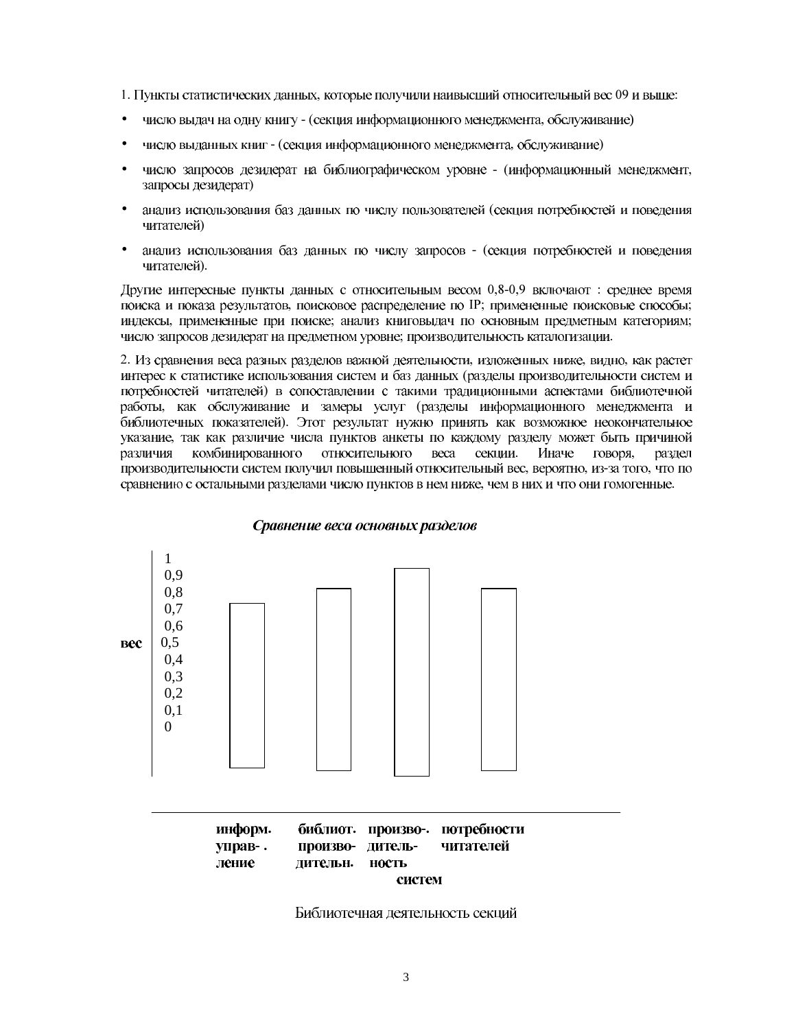1. Пункты статистических данных, которые получили наивысший относительный вес 09 и выше:

- числу выдач на одну книгу - (секция информационного менеджмента, обслуживание)
- числу выданных книг - (секция информационного менеджмента, обслуживание)
- число запросов дезидерат на библиографическом уровне - (информационный менеджмент, запросы дезидерат)
- анализ использования баз данных по числу пользователей (секция потребностей и поведения читателей)
- анализ использования баз данных по числу запросов - (секция потребностей и поведения читателей).

Другие интересные пункты данных с относительным весом 0,8-0,9 включают : среднее время поиска и показа результатов, поисковое распределение по IP; примененные поисковые способы; индексы, примененные при поиске; анализ книговыдач по основным предметным категориям; число запросов дезидерат на предметном уровне; производительность каталогизации.

2. Из сравнения веса разных разделов важной деятельности, изложенных ниже, видно, как растет интерес к статистике использования систем и баз данных (разделы производительности систем и потребностей читателей) в сопоставлении с такими традиционными аспектами библиотечной работы, как обслуживание и замеры услуг (разделы информационного менеджмента и библиотечных показателей). Этот результат нужно принять как возможное неокончательное указание, так как различие числа пунктов анкеты по каждому разделу может быть причиной различия комбинированного относительного веса секции. Иначе говоря, раздел производительности систем получил повышенный относительный вес, вероятно, из-за того, что по сравнению с остальными разделами число пунктов в нем ниже, чем в них и что они гомогенные.

***Сравнение веса основных разделов***

**вес**: 1; 0,9; 0,8; 0,7; 0,6; 0,5; 0,4; 0,3; 0,2; 0,1; 0

**информ. управ-. ление** | **библиот. произво- дительн.** | **произво-. дитель- ность систем** | **потребности читателей**

Библиотечная деятельность секций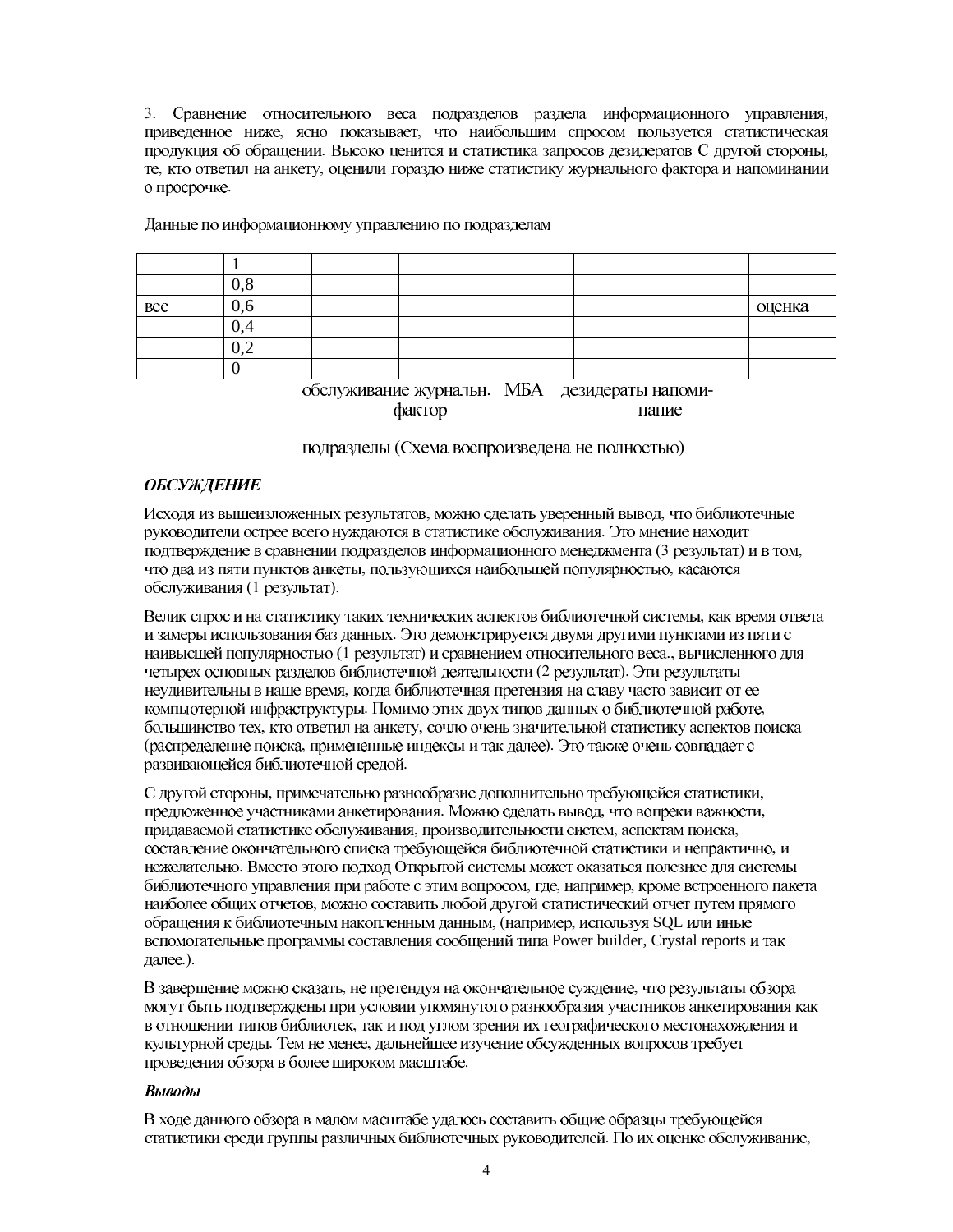3. Сравнение относительного веса подразделов раздела информационного управления, приведенное ниже, ясно показывает, что наибольшим спросом пользуется статистическая продукция об обращении. Высоко ценится и статистика запросов дезидератов С другой стороны, те, кто ответил на анкету, оценили гораздо ниже статистику журнального фактора и напоминании о просрочке.

Данные по информационному управлению по подразделам

| | | | | | | | |
|---|---|---|---|---|---|---|---|
| | 1 | | | | | | |
| | 0,8 | | | | | | |
| вес | 0,6 | | | | | | оценка |
| | 0,4 | | | | | | |
| | 0,2 | | | | | | |
| | 0 | | | | | | |

обслуживание журнальн. фактор МБА дезидераты напоминание

подразделы (Схема воспроизведена не полностью)

## *ОБСУЖДЕНИЕ*

Исходя из вышеизложенных результатов, можно сделать уверенный вывод, что библиотечные руководители острее всего нуждаются в статистике обслуживания. Это мнение находит подтверждение в сравнении подразделов информационного менеджмента (3 результат) и в том, что два из пяти пунктов анкеты, пользующихся наибольшей популярностью, касаются обслуживания (1 результат).

Велик спрос и на статистику таких технических аспектов библиотечной системы, как время ответа и замеры использования баз данных. Это демонстрируется двумя другими пунктами из пяти с наивысшей популярностью (1 результат) и сравнением относительного веса., вычисленного для четырех основных разделов библиотечной деятельности (2 результат). Эти результаты неудивительны в наше время, когда библиотечная претензия на славу часто зависит от ее компьютерной инфраструктуры. Помимо этих двух типов данных о библиотечной работе, большинство тех, кто ответил на анкету, сочло очень значительной статистику аспектов поиска (распределение поиска, примененные индексы и так далее). Это также очень совпадает с развивающейся библиотечной средой.

С другой стороны, примечательно разнообразие дополнительно требующейся статистики, предложенное участниками анкетирования. Можно сделать вывод, что вопреки важности, придаваемой статистике обслуживания, производительности систем, аспектам поиска, составление окончательного списка требующейся библиотечной статистики и непрактично, и нежелательно. Вместо этого подход Открытой системы может оказаться полезнее для системы библиотечного управления при работе с этим вопросом, где, например, кроме встроенного пакета наиболее общих отчетов, можно составить любой другой статистический отчет путем прямого обращения к библиотечным накопленным данным, (например, используя SQL или иные вспомогательные программы составления сообщений типа Power builder, Crystal reports и так далее.).

В завершение можно сказать, не претендуя на окончательное суждение, что результаты обзора могут быть подтверждены при условии упомянутого разнообразия участников анкетирования как в отношении типов библиотек, так и под углом зрения их географического местонахождения и культурной среды. Тем не менее, дальнейшее изучение обсужденных вопросов требует проведения обзора в более широком масштабе.

### *Выводы*

В ходе данного обзора в малом масштабе удалось составить общие образцы требующейся статистики среди группы различных библиотечных руководителей. По их оценке обслуживание,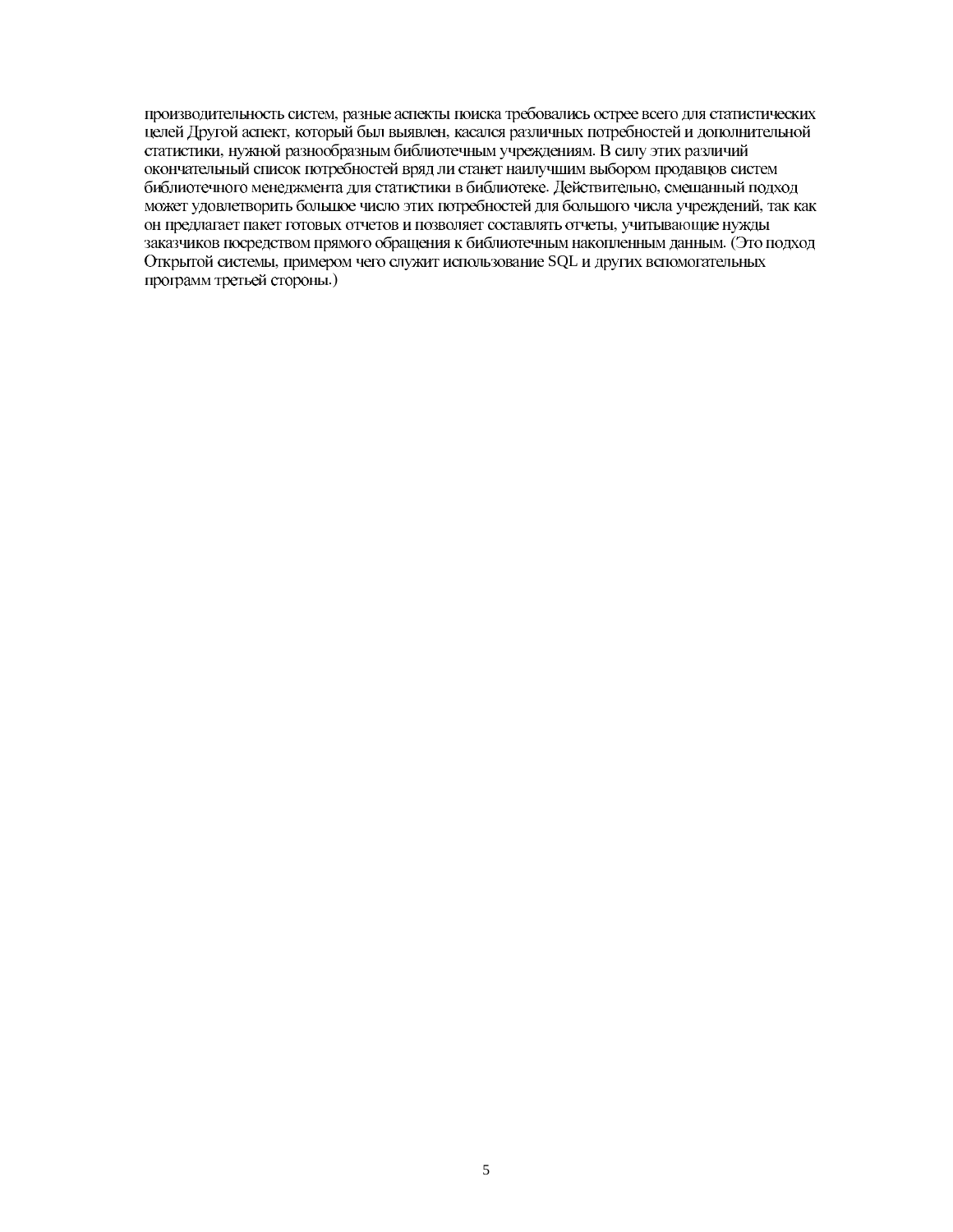производительность систем, разные аспекты поиска требовались острее всего для статистических целей Другой аспект, который был выявлен, касался различных потребностей и дополнительной статистики, нужной разнообразным библиотечным учреждениям. В силу этих различий окончательный список потребностей вряд ли станет наилучшим выбором продавцов систем библиотечного менеджмента для статистики в библиотеке. Действительно, смешанный подход может удовлетворить большое число этих потребностей для большого числа учреждений, так как он предлагает пакет готовых отчетов и позволяет составлять отчеты, учитывающие нужды заказчиков посредством прямого обращения к библиотечным накопленным данным. (Это подход Открытой системы, примером чего служит использование SQL и других вспомогательных программ третьей стороны.)